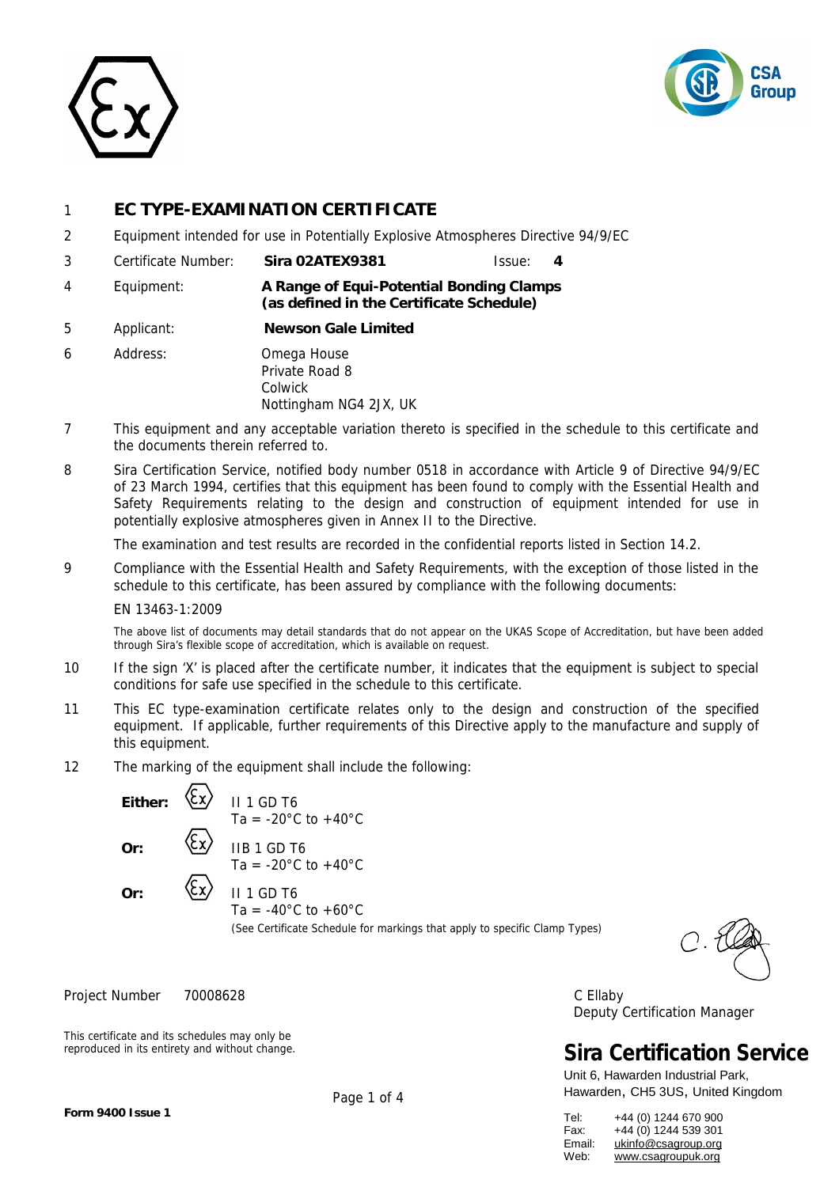# 1 EC TYPE-EXAMINATION CERTIFICATE

2 Equipment intended for use in Potentially Explosive Atmospheres Directive 94/9/EC

| | | | | |
|---|---|---|---|---|
| 3 | Certificate Number: | **Sira 02ATEX9381** | Issue: | **4** |
| 4 | Equipment: | **A Range of Equi-Potential Bonding Clamps (as defined in the Certificate Schedule)** | | |
| 5 | Applicant: | **Newson Gale Limited** | | |
| 6 | Address: | Omega House<br>Private Road 8<br>Colwick<br>Nottingham NG4 2JX, UK | | |

7 This equipment and any acceptable variation thereto is specified in the schedule to this certificate and the documents therein referred to.

8 Sira Certification Service, notified body number 0518 in accordance with Article 9 of Directive 94/9/EC of 23 March 1994, certifies that this equipment has been found to comply with the Essential Health and Safety Requirements relating to the design and construction of equipment intended for use in potentially explosive atmospheres given in Annex II to the Directive.

The examination and test results are recorded in the confidential reports listed in Section 14.2.

9 Compliance with the Essential Health and Safety Requirements, with the exception of those listed in the schedule to this certificate, has been assured by compliance with the following documents:

EN 13463-1:2009

The above list of documents may detail standards that do not appear on the UKAS Scope of Accreditation, but have been added through Sira's flexible scope of accreditation, which is available on request.

10 If the sign 'X' is placed after the certificate number, it indicates that the equipment is subject to special conditions for safe use specified in the schedule to this certificate.

11 This EC type-examination certificate relates only to the design and construction of the specified equipment. If applicable, further requirements of this Directive apply to the manufacture and supply of this equipment.

12 The marking of the equipment shall include the following:

**Either:** Ex II 1 GD T6
Ta = -20°C to +40°C

**Or:** Ex IIB 1 GD T6
Ta = -20°C to +40°C

**Or:** Ex II 1 GD T6
Ta = -40°C to +60°C

(See Certificate Schedule for markings that apply to specific Clamp Types)

Project Number 70008628

C Ellaby
Deputy Certification Manager

This certificate and its schedules may only be reproduced in its entirety and without change.

**Sira Certification Service**
Unit 6, Hawarden Industrial Park,
Hawarden, CH5 3US, United Kingdom

Tel: +44 (0) 1244 670 900
Fax: +44 (0) 1244 539 301
Email: ukinfo@csagroup.org
Web: www.csagroupuk.org

**Form 9400 Issue 1**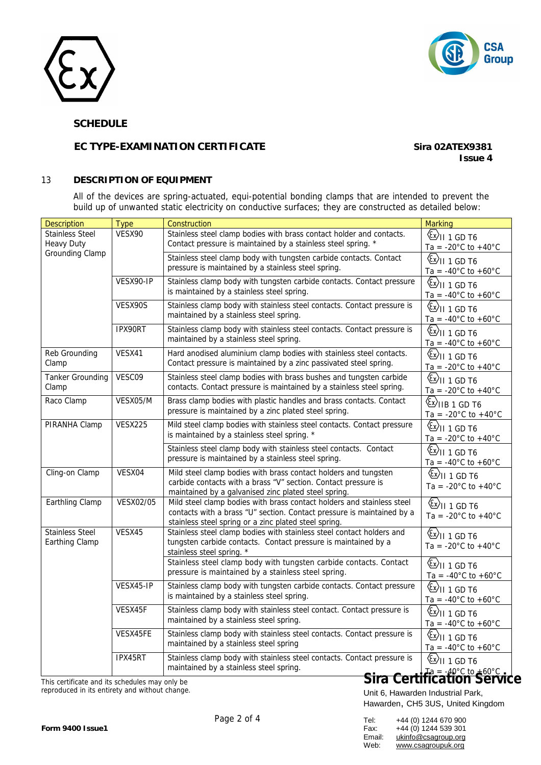## SCHEDULE

**EC TYPE-EXAMINATION CERTIFICATE** **Sira 02ATEX9381**
**Issue 4**

### 13 DESCRIPTION OF EQUIPMENT

All of the devices are spring-actuated, equi-potential bonding clamps that are intended to prevent the build up of unwanted static electricity on conductive surfaces; they are constructed as detailed below:

| Description | Type | Construction | Marking |
|---|---|---|---|
| Stainless Steel Heavy Duty Grounding Clamp | VESX90 | Stainless steel clamp bodies with brass contact holder and contacts. Contact pressure is maintained by a stainless steel spring. * | Ex II 1 GD T6 Ta = -20°C to +40°C |
| | | Stainless steel clamp body with tungsten carbide contacts. Contact pressure is maintained by a stainless steel spring. | Ex II 1 GD T6 Ta = -40°C to +60°C |
| | VESX90-IP | Stainless clamp body with tungsten carbide contacts. Contact pressure is maintained by a stainless steel spring. | Ex II 1 GD T6 Ta = -40°C to +60°C |
| | VESX90S | Stainless clamp body with stainless steel contacts. Contact pressure is maintained by a stainless steel spring. | Ex II 1 GD T6 Ta = -40°C to +60°C |
| | IPX90RT | Stainless clamp body with stainless steel contacts. Contact pressure is maintained by a stainless steel spring. | Ex II 1 GD T6 Ta = -40°C to +60°C |
| Reb Grounding Clamp | VESX41 | Hard anodised aluminium clamp bodies with stainless steel contacts. Contact pressure is maintained by a zinc passivated steel spring. | Ex II 1 GD T6 Ta = -20°C to +40°C |
| Tanker Grounding Clamp | VESC09 | Stainless steel clamp bodies with brass bushes and tungsten carbide contacts. Contact pressure is maintained by a stainless steel spring. | Ex II 1 GD T6 Ta = -20°C to +40°C |
| Raco Clamp | VESX05/M | Brass clamp bodies with plastic handles and brass contacts. Contact pressure is maintained by a zinc plated steel spring. | Ex IIB 1 GD T6 Ta = -20°C to +40°C |
| PIRANHA Clamp | VESX225 | Mild steel clamp bodies with stainless steel contacts. Contact pressure is maintained by a stainless steel spring. * | Ex II 1 GD T6 Ta = -20°C to +40°C |
| | | Stainless steel clamp body with stainless steel contacts. Contact pressure is maintained by a stainless steel spring. | Ex II 1 GD T6 Ta = -40°C to +60°C |
| Cling-on Clamp | VESX04 | Mild steel clamp bodies with brass contact holders and tungsten carbide contacts with a brass "V" section. Contact pressure is maintained by a galvanised zinc plated steel spring. | Ex II 1 GD T6 Ta = -20°C to +40°C |
| Earthling Clamp | VESX02/05 | Mild steel clamp bodies with brass contact holders and stainless steel contacts with a brass "U" section. Contact pressure is maintained by a stainless steel spring or a zinc plated steel spring. | Ex II 1 GD T6 Ta = -20°C to +40°C |
| Stainless Steel Earthing Clamp | VESX45 | Stainless steel clamp bodies with stainless steel contact holders and tungsten carbide contacts. Contact pressure is maintained by a stainless steel spring. * | Ex II 1 GD T6 Ta = -20°C to +40°C |
| | | Stainless steel clamp body with tungsten carbide contacts. Contact pressure is maintained by a stainless steel spring. | Ex II 1 GD T6 Ta = -40°C to +60°C |
| | VESX45-IP | Stainless clamp body with tungsten carbide contacts. Contact pressure is maintained by a stainless steel spring. | Ex II 1 GD T6 Ta = -40°C to +60°C |
| | VESX45F | Stainless clamp body with stainless steel contact. Contact pressure is maintained by a stainless steel spring. | Ex II 1 GD T6 Ta = -40°C to +60°C |
| | VESX45FE | Stainless clamp body with stainless steel contacts. Contact pressure is maintained by a stainless steel spring | Ex II 1 GD T6 Ta = -40°C to +60°C |
| | IPX45RT | Stainless clamp body with stainless steel contacts. Contact pressure is maintained by a stainless steel spring. | Ex II 1 GD T6 Ta = -40°C to +60°C |

This certificate and its schedules may only be reproduced in its entirety and without change.

**Sira Certification Service**

Unit 6, Hawarden Industrial Park,
Hawarden, CH5 3US, United Kingdom

Tel: +44 (0) 1244 670 900
Fax: +44 (0) 1244 539 301
Email: ukinfo@csagroup.org
Web: www.csagroupuk.org

**Form 9400 Issue1**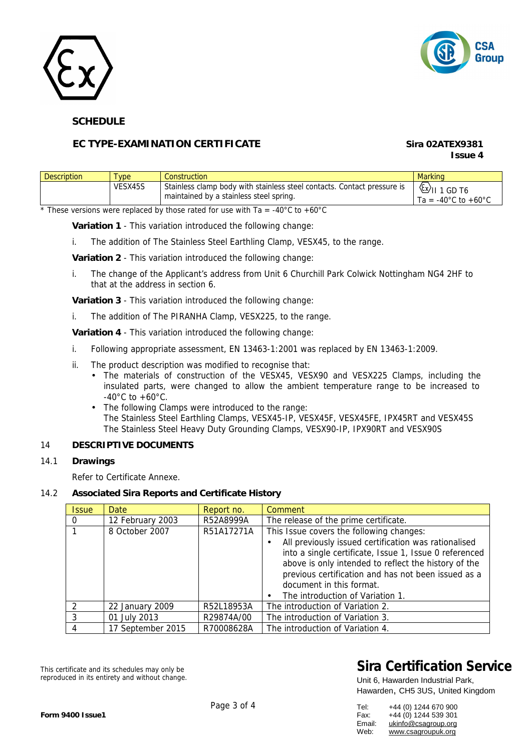**SCHEDULE**

**EC TYPE-EXAMINATION CERTIFICATE** **Sira 02ATEX9381**
**Issue 4**

| Description | Type | Construction | Marking |
|---|---|---|---|
| | VESX45S | Stainless clamp body with stainless steel contacts. Contact pressure is maintained by a stainless steel spring. | Ex II 1 GD T6 Ta = -40°C to +60°C |

* These versions were replaced by those rated for use with Ta = -40°C to +60°C

**Variation 1** - This variation introduced the following change:

i. The addition of The Stainless Steel Earthling Clamp, VESX45, to the range.

**Variation 2** - This variation introduced the following change:

i. The change of the Applicant's address from Unit 6 Churchill Park Colwick Nottingham NG4 2HF to that at the address in section 6.

**Variation 3** - This variation introduced the following change:

i. The addition of The PIRANHA Clamp, VESX225, to the range.

**Variation 4** - This variation introduced the following change:

i. Following appropriate assessment, EN 13463-1:2001 was replaced by EN 13463-1:2009.

ii. The product description was modified to recognise that:
   - The materials of construction of the VESX45, VESX90 and VESX225 Clamps, including the insulated parts, were changed to allow the ambient temperature range to be increased to -40°C to +60°C.
   - The following Clamps were introduced to the range:
     The Stainless Steel Earthling Clamps, VESX45-IP, VESX45F, VESX45FE, IPX45RT and VESX45S
     The Stainless Steel Heavy Duty Grounding Clamps, VESX90-IP, IPX90RT and VESX90S

## 14 DESCRIPTIVE DOCUMENTS

### 14.1 Drawings

Refer to Certificate Annexe.

### 14.2 Associated Sira Reports and Certificate History

| Issue | Date | Report no. | Comment |
|---|---|---|---|
| 0 | 12 February 2003 | R52A8999A | The release of the prime certificate. |
| 1 | 8 October 2007 | R51A17271A | This Issue covers the following changes: • All previously issued certification was rationalised into a single certificate, Issue 1, Issue 0 referenced above is only intended to reflect the history of the previous certification and has not been issued as a document in this format. • The introduction of Variation 1. |
| 2 | 22 January 2009 | R52L18953A | The introduction of Variation 2. |
| 3 | 01 July 2013 | R29874A/00 | The introduction of Variation 3. |
| 4 | 17 September 2015 | R70008628A | The introduction of Variation 4. |

This certificate and its schedules may only be reproduced in its entirety and without change.

**Sira Certification Service**

Unit 6, Hawarden Industrial Park,
Hawarden, CH5 3US, United Kingdom

Tel: +44 (0) 1244 670 900
Fax: +44 (0) 1244 539 301
Email: ukinfo@csagroup.org
Web: www.csagroupuk.org

**Form 9400 Issue1**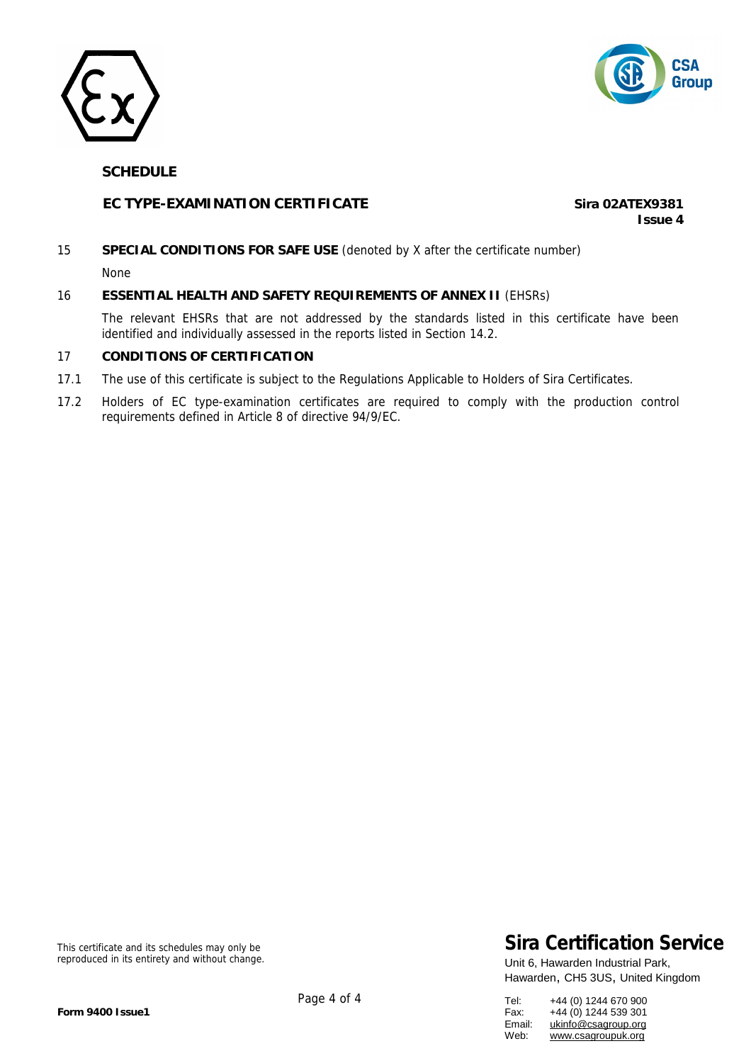**SCHEDULE**

**EC TYPE-EXAMINATION CERTIFICATE**

**Sira 02ATEX9381**
**Issue 4**

15 **SPECIAL CONDITIONS FOR SAFE USE** (denoted by X after the certificate number)

None

16 **ESSENTIAL HEALTH AND SAFETY REQUIREMENTS OF ANNEX II** (EHSRs)

The relevant EHSRs that are not addressed by the standards listed in this certificate have been identified and individually assessed in the reports listed in Section 14.2.

17 **CONDITIONS OF CERTIFICATION**

17.1 The use of this certificate is subject to the Regulations Applicable to Holders of Sira Certificates.

17.2 Holders of EC type-examination certificates are required to comply with the production control requirements defined in Article 8 of directive 94/9/EC.

This certificate and its schedules may only be reproduced in its entirety and without change.

**Sira Certification Service**

Unit 6, Hawarden Industrial Park,
Hawarden, CH5 3US, United Kingdom

Tel: +44 (0) 1244 670 900
Fax: +44 (0) 1244 539 301
Email: ukinfo@csagroup.org
Web: www.csagroupuk.org

**Form 9400 Issue1**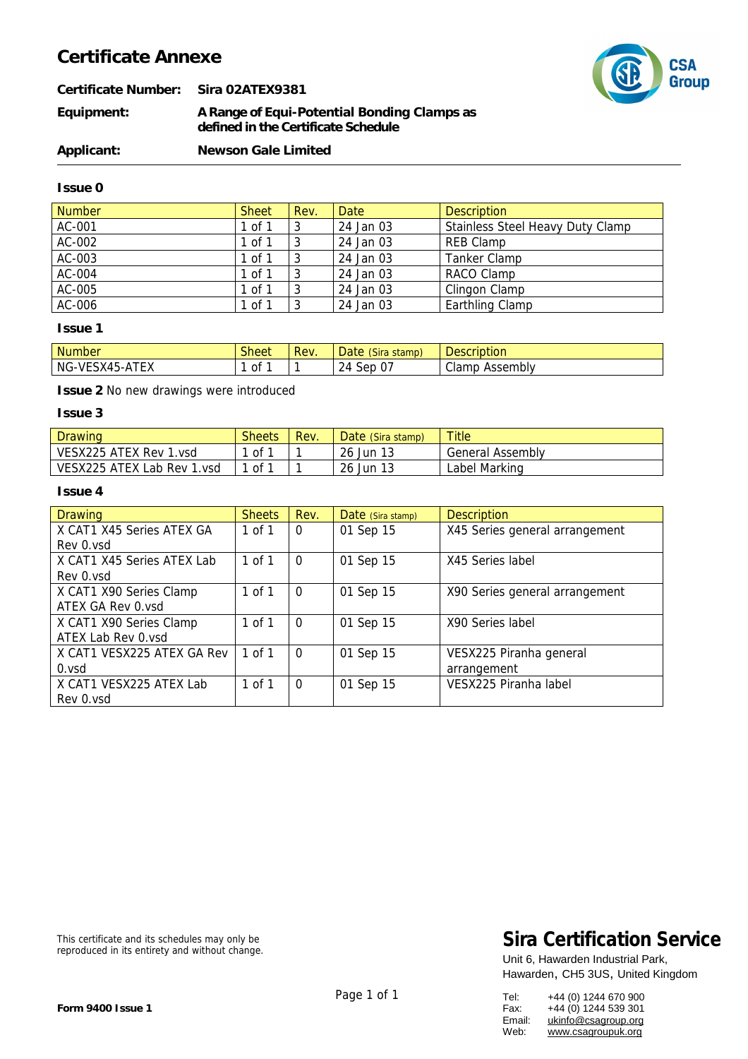# Certificate Annexe

**Certificate Number:** **Sira 02ATEX9381**

**Equipment:** **A Range of Equi-Potential Bonding Clamps as defined in the Certificate Schedule**

**Applicant:** **Newson Gale Limited**

**Issue 0**

| Number | Sheet | Rev. | Date | Description |
|---|---|---|---|---|
| AC-001 | 1 of 1 | 3 | 24 Jan 03 | Stainless Steel Heavy Duty Clamp |
| AC-002 | 1 of 1 | 3 | 24 Jan 03 | REB Clamp |
| AC-003 | 1 of 1 | 3 | 24 Jan 03 | Tanker Clamp |
| AC-004 | 1 of 1 | 3 | 24 Jan 03 | RACO Clamp |
| AC-005 | 1 of 1 | 3 | 24 Jan 03 | Clingon Clamp |
| AC-006 | 1 of 1 | 3 | 24 Jan 03 | Earthling Clamp |

**Issue 1**

| Number | Sheet | Rev. | Date (Sira stamp) | Description |
|---|---|---|---|---|
| NG-VESX45-ATEX | 1 of 1 | 1 | 24 Sep 07 | Clamp Assembly |

**Issue 2** No new drawings were introduced

**Issue 3**

| Drawing | Sheets | Rev. | Date (Sira stamp) | Title |
|---|---|---|---|---|
| VESX225 ATEX Rev 1.vsd | 1 of 1 | 1 | 26 Jun 13 | General Assembly |
| VESX225 ATEX Lab Rev 1.vsd | 1 of 1 | 1 | 26 Jun 13 | Label Marking |

**Issue 4**

| Drawing | Sheets | Rev. | Date (Sira stamp) | Description |
|---|---|---|---|---|
| X CAT1 X45 Series ATEX GA Rev 0.vsd | 1 of 1 | 0 | 01 Sep 15 | X45 Series general arrangement |
| X CAT1 X45 Series ATEX Lab Rev 0.vsd | 1 of 1 | 0 | 01 Sep 15 | X45 Series label |
| X CAT1 X90 Series Clamp ATEX GA Rev 0.vsd | 1 of 1 | 0 | 01 Sep 15 | X90 Series general arrangement |
| X CAT1 X90 Series Clamp ATEX Lab Rev 0.vsd | 1 of 1 | 0 | 01 Sep 15 | X90 Series label |
| X CAT1 VESX225 ATEX GA Rev 0.vsd | 1 of 1 | 0 | 01 Sep 15 | VESX225 Piranha general arrangement |
| X CAT1 VESX225 ATEX Lab Rev 0.vsd | 1 of 1 | 0 | 01 Sep 15 | VESX225 Piranha label |

This certificate and its schedules may only be reproduced in its entirety and without change.

**Sira Certification Service**

Unit 6, Hawarden Industrial Park, Hawarden, CH5 3US, United Kingdom

Tel: +44 (0) 1244 670 900
Fax: +44 (0) 1244 539 301
Email: ukinfo@csagroup.org
Web: www.csagroupuk.org

**Form 9400 Issue 1**